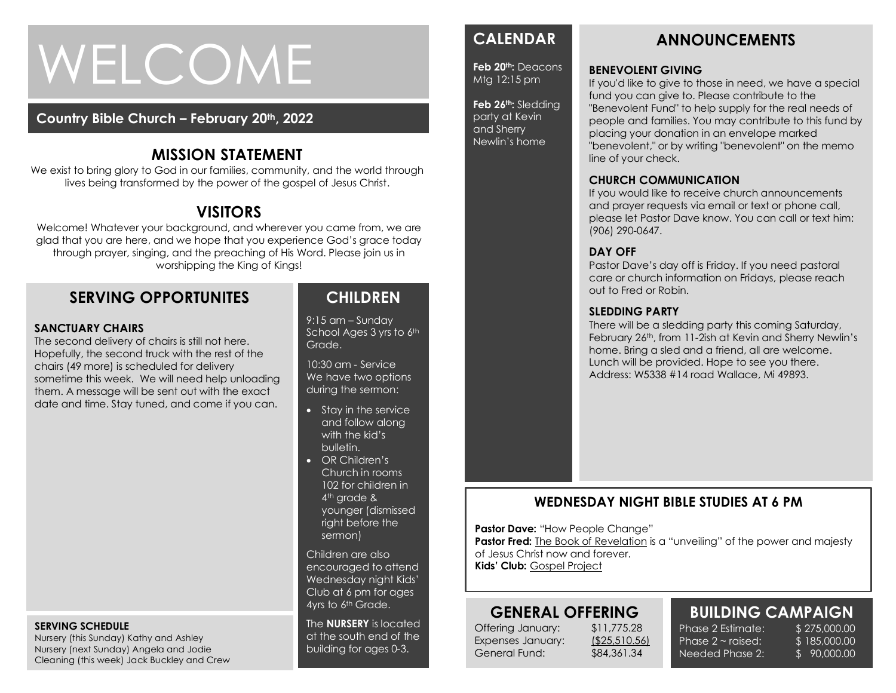# WELCOME

**Country Bible Church – February 20th, 2022**

## MISSION STATEMENT

We exist to bring glory to God in our families, community, and the world through lives being transformed by the power of the gospel of Jesus Christ.

## VISITORS

Welcome! Whatever your background, and wherever you came from, we are glad that you are here, and we hope that you experience God's grace today through prayer, singing, and the preaching of His Word. Please join us in worshipping the King of Kings!

## SERVING OPPORTUNITES

**SANCTUARY CHAIRS**

The second delivery of chairs is still not here. Hopefully, the second truck with the rest of the chairs (49 more) is scheduled for delivery sometime this week. We will need help unloading them. A message will be sent out with the exact date and time. Stay tuned, and come if you can.

**SERVING SCHEDULE**

Nursery (this Sunday) Kathy and Ashley
Nursery (next Sunday) Angela and Jodie
Cleaning (this week) Jack Buckley and Crew

## CHILDREN

9:15 am – Sunday School Ages 3 yrs to 6th Grade.

10:30 am - Service We have two options during the sermon:

- Stay in the service and follow along with the kid's bulletin.
- OR Children's Church in rooms 102 for children in 4th grade & younger (dismissed right before the sermon)

Children are also encouraged to attend Wednesday night Kids' Club at 6 pm for ages 4yrs to 6th Grade.

The **NURSERY** is located at the south end of the building for ages 0-3.

## CALENDAR

**Feb 20th:** Deacons Mtg 12:15 pm

**Feb 26th:** Sledding party at Kevin and Sherry Newlin's home

## ANNOUNCEMENTS

**BENEVOLENT GIVING**

If you'd like to give to those in need, we have a special fund you can give to. Please contribute to the "Benevolent Fund" to help supply for the real needs of people and families. You may contribute to this fund by placing your donation in an envelope marked "benevolent," or by writing "benevolent" on the memo line of your check.

**CHURCH COMMUNICATION**

If you would like to receive church announcements and prayer requests via email or text or phone call, please let Pastor Dave know. You can call or text him: (906) 290-0647.

**DAY OFF**

Pastor Dave's day off is Friday. If you need pastoral care or church information on Fridays, please reach out to Fred or Robin.

**SLEDDING PARTY**

There will be a sledding party this coming Saturday, February 26th, from 11-2ish at Kevin and Sherry Newlin's home. Bring a sled and a friend, all are welcome. Lunch will be provided. Hope to see you there. Address: W5338 #14 road Wallace, Mi 49893.

## WEDNESDAY NIGHT BIBLE STUDIES AT 6 PM

**Pastor Dave:** "How People Change"
**Pastor Fred:** The Book of Revelation is a "unveiling" of the power and majesty of Jesus Christ now and forever.
**Kids' Club:** Gospel Project

## GENERAL OFFERING

| | |
|---|---|
| Offering January: | $11,775.28 |
| Expenses January: | ($25,510.56) |
| General Fund: | $84,361.34 |

## BUILDING CAMPAIGN

| | |
|---|---|
| Phase 2 Estimate: | $ 275,000.00 |
| Phase 2 ~ raised: | $ 185,000.00 |
| Needed Phase 2: | $ 90,000.00 |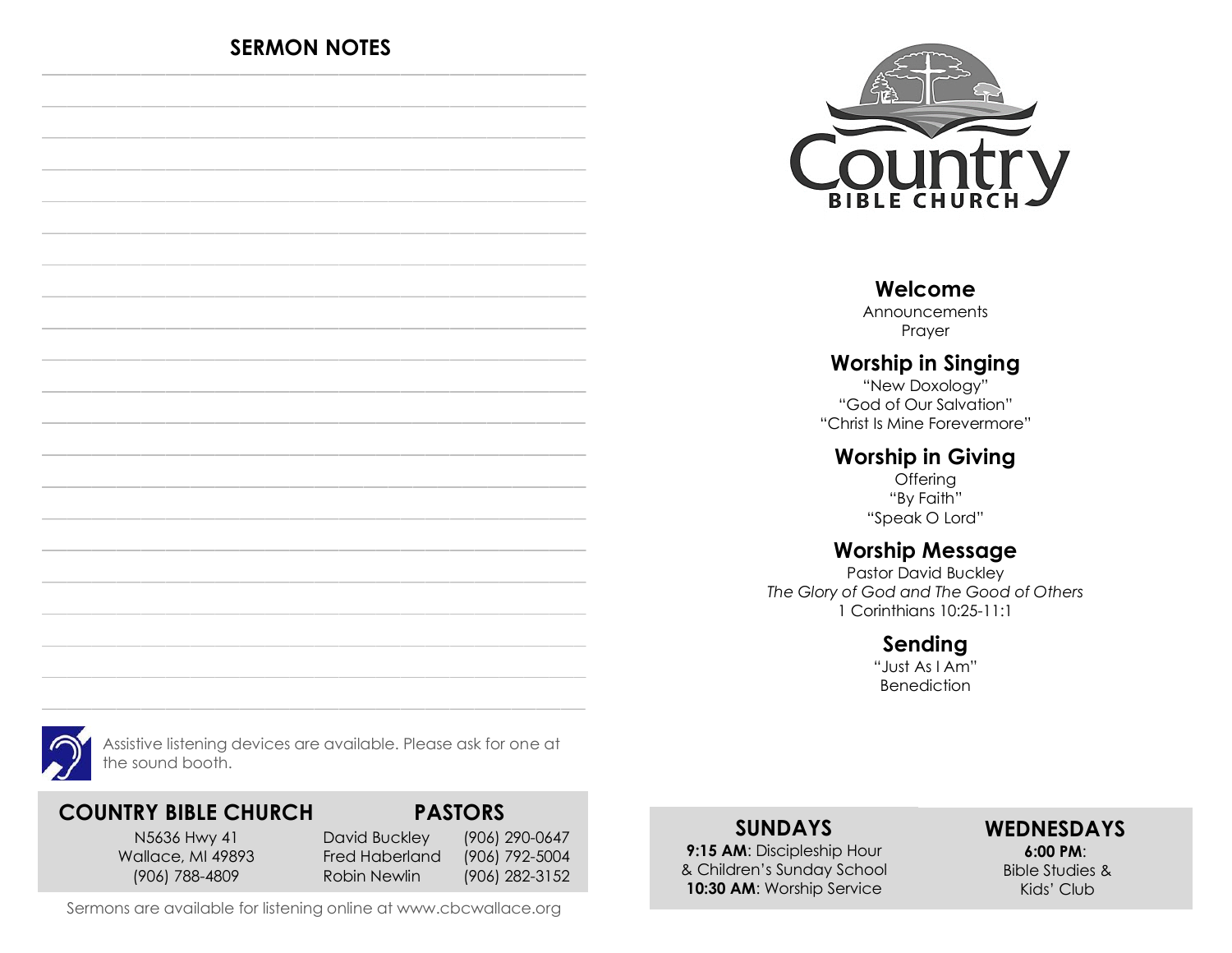## SERMON NOTES

Assistive listening devices are available. Please ask for one at the sound booth.

### COUNTRY BIBLE CHURCH

N5636 Hwy 41
Wallace, MI 49893
(906) 788-4809

### PASTORS

| | |
|---|---|
| David Buckley | (906) 290-0647 |
| Fred Haberland | (906) 792-5004 |
| Robin Newlin | (906) 282-3152 |

Sermons are available for listening online at www.cbcwallace.org

# Country BIBLE CHURCH

### Welcome

Announcements
Prayer

### Worship in Singing

"New Doxology"
"God of Our Salvation"
"Christ Is Mine Forevermore"

### Worship in Giving

Offering
"By Faith"
"Speak O Lord"

### Worship Message

Pastor David Buckley
*The Glory of God and The Good of Others*
1 Corinthians 10:25-11:1

### Sending

"Just As I Am"
Benediction

### SUNDAYS

**9:15 AM**: Discipleship Hour & Children's Sunday School
**10:30 AM**: Worship Service

### WEDNESDAYS

**6:00 PM**:
Bible Studies & Kids' Club